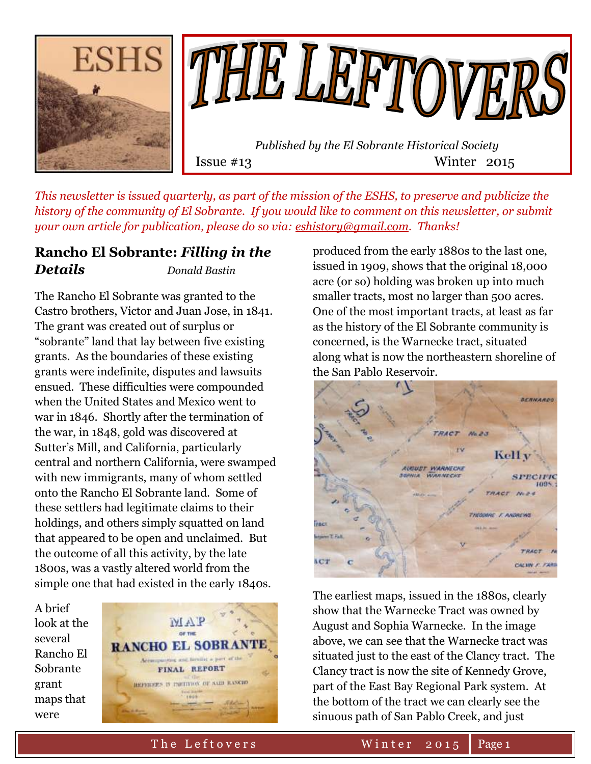# THE LEFTOVERS

*Published by the El Sobrante Historical Society*

Issue #13 Winter 2015

*This newsletter is issued quarterly, as part of the mission of the ESHS, to preserve and publicize the history of the community of El Sobrante. If you would like to comment on this newsletter, or submit your own article for publication, please do so via: eshistory@gmail.com. Thanks!*

## Rancho El Sobrante: *Filling in the Details*

*Donald Bastin*

The Rancho El Sobrante was granted to the Castro brothers, Victor and Juan Jose, in 1841. The grant was created out of surplus or "sobrante" land that lay between five existing grants. As the boundaries of these existing grants were indefinite, disputes and lawsuits ensued. These difficulties were compounded when the United States and Mexico went to war in 1846. Shortly after the termination of the war, in 1848, gold was discovered at Sutter's Mill, and California, particularly central and northern California, were swamped with new immigrants, many of whom settled onto the Rancho El Sobrante land. Some of these settlers had legitimate claims to their holdings, and others simply squatted on land that appeared to be open and unclaimed. But the outcome of all this activity, by the late 1800s, was a vastly altered world from the simple one that had existed in the early 1840s.

A brief look at the several Rancho El Sobrante grant maps that were produced from the early 1880s to the last one, issued in 1909, shows that the original 18,000 acre (or so) holding was broken up into much smaller tracts, most no larger than 500 acres. One of the most important tracts, at least as far as the history of the El Sobrante community is concerned, is the Warnecke tract, situated along what is now the northeastern shoreline of the San Pablo Reservoir.

The earliest maps, issued in the 1880s, clearly show that the Warnecke Tract was owned by August and Sophia Warnecke. In the image above, we can see that the Warnecke tract was situated just to the east of the Clancy tract. The Clancy tract is now the site of Kennedy Grove, part of the East Bay Regional Park system. At the bottom of the tract we can clearly see the sinuous path of San Pablo Creek, and just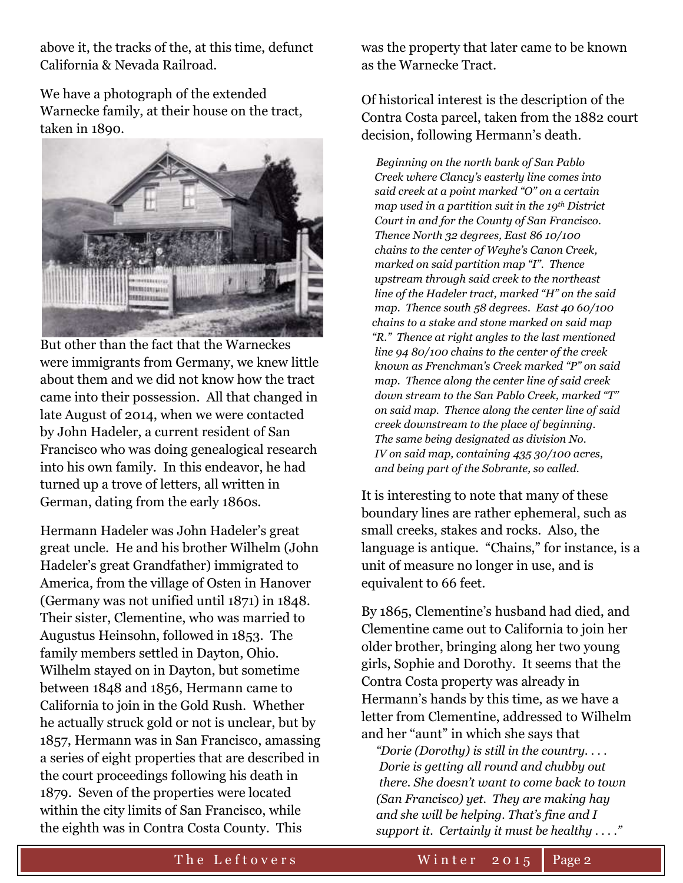above it, the tracks of the, at this time, defunct California & Nevada Railroad.

We have a photograph of the extended Warnecke family, at their house on the tract, taken in 1890.

But other than the fact that the Warneckes were immigrants from Germany, we knew little about them and we did not know how the tract came into their possession. All that changed in late August of 2014, when we were contacted by John Hadeler, a current resident of San Francisco who was doing genealogical research into his own family. In this endeavor, he had turned up a trove of letters, all written in German, dating from the early 1860s.

Hermann Hadeler was John Hadeler's great great uncle. He and his brother Wilhelm (John Hadeler's great Grandfather) immigrated to America, from the village of Osten in Hanover (Germany was not unified until 1871) in 1848. Their sister, Clementine, who was married to Augustus Heinsohn, followed in 1853. The family members settled in Dayton, Ohio. Wilhelm stayed on in Dayton, but sometime between 1848 and 1856, Hermann came to California to join in the Gold Rush. Whether he actually struck gold or not is unclear, but by 1857, Hermann was in San Francisco, amassing a series of eight properties that are described in the court proceedings following his death in 1879. Seven of the properties were located within the city limits of San Francisco, while the eighth was in Contra Costa County. This was the property that later came to be known as the Warnecke Tract.

Of historical interest is the description of the Contra Costa parcel, taken from the 1882 court decision, following Hermann's death.

*Beginning on the north bank of San Pablo Creek where Clancy's easterly line comes into said creek at a point marked "O" on a certain map used in a partition suit in the 19th District Court in and for the County of San Francisco. Thence North 32 degrees, East 86 10/100 chains to the center of Weyhe's Canon Creek, marked on said partition map "I". Thence upstream through said creek to the northeast line of the Hadeler tract, marked "H" on the said map. Thence south 58 degrees. East 40 60/100 chains to a stake and stone marked on said map "R." Thence at right angles to the last mentioned line 94 80/100 chains to the center of the creek known as Frenchman's Creek marked "P" on said map. Thence along the center line of said creek down stream to the San Pablo Creek, marked "T" on said map. Thence along the center line of said creek downstream to the place of beginning. The same being designated as division No. IV on said map, containing 435 30/100 acres, and being part of the Sobrante, so called.*

It is interesting to note that many of these boundary lines are rather ephemeral, such as small creeks, stakes and rocks. Also, the language is antique. "Chains," for instance, is a unit of measure no longer in use, and is equivalent to 66 feet.

By 1865, Clementine's husband had died, and Clementine came out to California to join her older brother, bringing along her two young girls, Sophie and Dorothy. It seems that the Contra Costa property was already in Hermann's hands by this time, as we have a letter from Clementine, addressed to Wilhelm and her "aunt" in which she says that

*"Dorie (Dorothy) is still in the country. . . . Dorie is getting all round and chubby out there. She doesn't want to come back to town (San Francisco) yet. They are making hay and she will be helping. That's fine and I support it. Certainly it must be healthy . . . ."*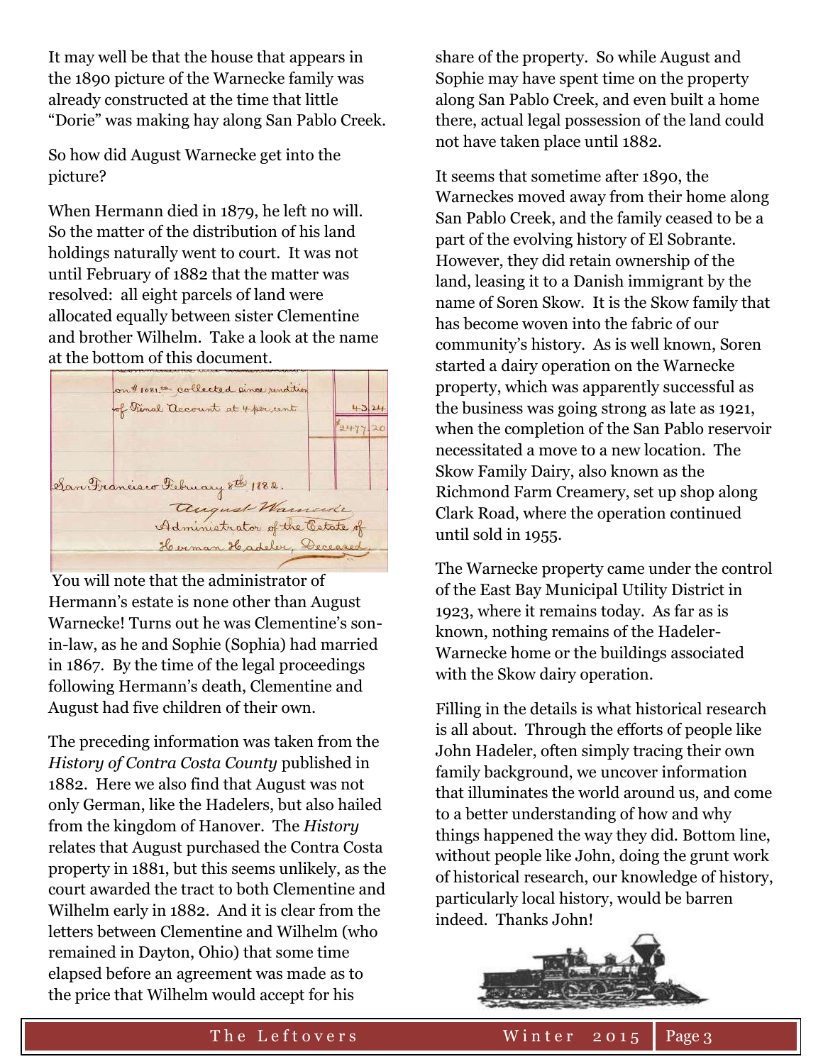It may well be that the house that appears in the 1890 picture of the Warnecke family was already constructed at the time that little "Dorie" was making hay along San Pablo Creek.

So how did August Warnecke get into the picture?

When Hermann died in 1879, he left no will. So the matter of the distribution of his land holdings naturally went to court. It was not until February of 1882 that the matter was resolved: all eight parcels of land were allocated equally between sister Clementine and brother Wilhelm. Take a look at the name at the bottom of this document.

You will note that the administrator of Hermann's estate is none other than August Warnecke! Turns out he was Clementine's son-in-law, as he and Sophie (Sophia) had married in 1867. By the time of the legal proceedings following Hermann's death, Clementine and August had five children of their own.

The preceding information was taken from the *History of Contra Costa County* published in 1882. Here we also find that August was not only German, like the Hadelers, but also hailed from the kingdom of Hanover. The *History* relates that August purchased the Contra Costa property in 1881, but this seems unlikely, as the court awarded the tract to both Clementine and Wilhelm early in 1882. And it is clear from the letters between Clementine and Wilhelm (who remained in Dayton, Ohio) that some time elapsed before an agreement was made as to the price that Wilhelm would accept for his share of the property. So while August and Sophie may have spent time on the property along San Pablo Creek, and even built a home there, actual legal possession of the land could not have taken place until 1882.

It seems that sometime after 1890, the Warneckes moved away from their home along San Pablo Creek, and the family ceased to be a part of the evolving history of El Sobrante. However, they did retain ownership of the land, leasing it to a Danish immigrant by the name of Soren Skow. It is the Skow family that has become woven into the fabric of our community's history. As is well known, Soren started a dairy operation on the Warnecke property, which was apparently successful as the business was going strong as late as 1921, when the completion of the San Pablo reservoir necessitated a move to a new location. The Skow Family Dairy, also known as the Richmond Farm Creamery, set up shop along Clark Road, where the operation continued until sold in 1955.

The Warnecke property came under the control of the East Bay Municipal Utility District in 1923, where it remains today. As far as is known, nothing remains of the Hadeler-Warnecke home or the buildings associated with the Skow dairy operation.

Filling in the details is what historical research is all about. Through the efforts of people like John Hadeler, often simply tracing their own family background, we uncover information that illuminates the world around us, and come to a better understanding of how and why things happened the way they did. Bottom line, without people like John, doing the grunt work of historical research, our knowledge of history, particularly local history, would be barren indeed. Thanks John!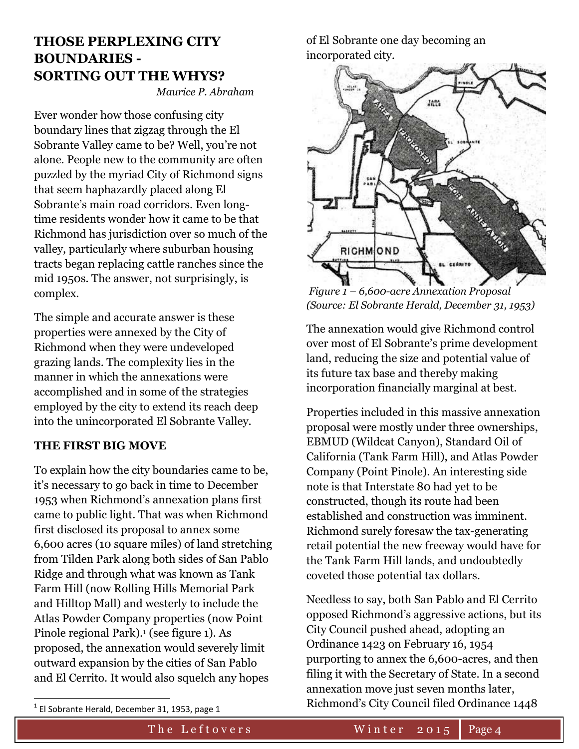## THOSE PERPLEXING CITY BOUNDARIES - SORTING OUT THE WHYS?

*Maurice P. Abraham*

Ever wonder how those confusing city boundary lines that zigzag through the El Sobrante Valley came to be? Well, you're not alone. People new to the community are often puzzled by the myriad City of Richmond signs that seem haphazardly placed along El Sobrante's main road corridors. Even long-time residents wonder how it came to be that Richmond has jurisdiction over so much of the valley, particularly where suburban housing tracts began replacing cattle ranches since the mid 1950s. The answer, not surprisingly, is complex.

The simple and accurate answer is these properties were annexed by the City of Richmond when they were undeveloped grazing lands. The complexity lies in the manner in which the annexations were accomplished and in some of the strategies employed by the city to extend its reach deep into the unincorporated El Sobrante Valley.

### THE FIRST BIG MOVE

To explain how the city boundaries came to be, it's necessary to go back in time to December 1953 when Richmond's annexation plans first came to public light. That was when Richmond first disclosed its proposal to annex some 6,600 acres (10 square miles) of land stretching from Tilden Park along both sides of San Pablo Ridge and through what was known as Tank Farm Hill (now Rolling Hills Memorial Park and Hilltop Mall) and westerly to include the Atlas Powder Company properties (now Point Pinole regional Park).[1] (see figure 1). As proposed, the annexation would severely limit outward expansion by the cities of San Pablo and El Cerrito. It would also squelch any hopes of El Sobrante one day becoming an incorporated city.

*Figure 1 – 6,600-acre Annexation Proposal (Source: El Sobrante Herald, December 31, 1953)*

The annexation would give Richmond control over most of El Sobrante's prime development land, reducing the size and potential value of its future tax base and thereby making incorporation financially marginal at best.

Properties included in this massive annexation proposal were mostly under three ownerships, EBMUD (Wildcat Canyon), Standard Oil of California (Tank Farm Hill), and Atlas Powder Company (Point Pinole). An interesting side note is that Interstate 80 had yet to be constructed, though its route had been established and construction was imminent. Richmond surely foresaw the tax-generating retail potential the new freeway would have for the Tank Farm Hill lands, and undoubtedly coveted those potential tax dollars.

Needless to say, both San Pablo and El Cerrito opposed Richmond's aggressive actions, but its City Council pushed ahead, adopting an Ordinance 1423 on February 16, 1954 purporting to annex the 6,600-acres, and then filing it with the Secretary of State. In a second annexation move just seven months later, Richmond's City Council filed Ordinance 1448

[1] El Sobrante Herald, December 31, 1953, page 1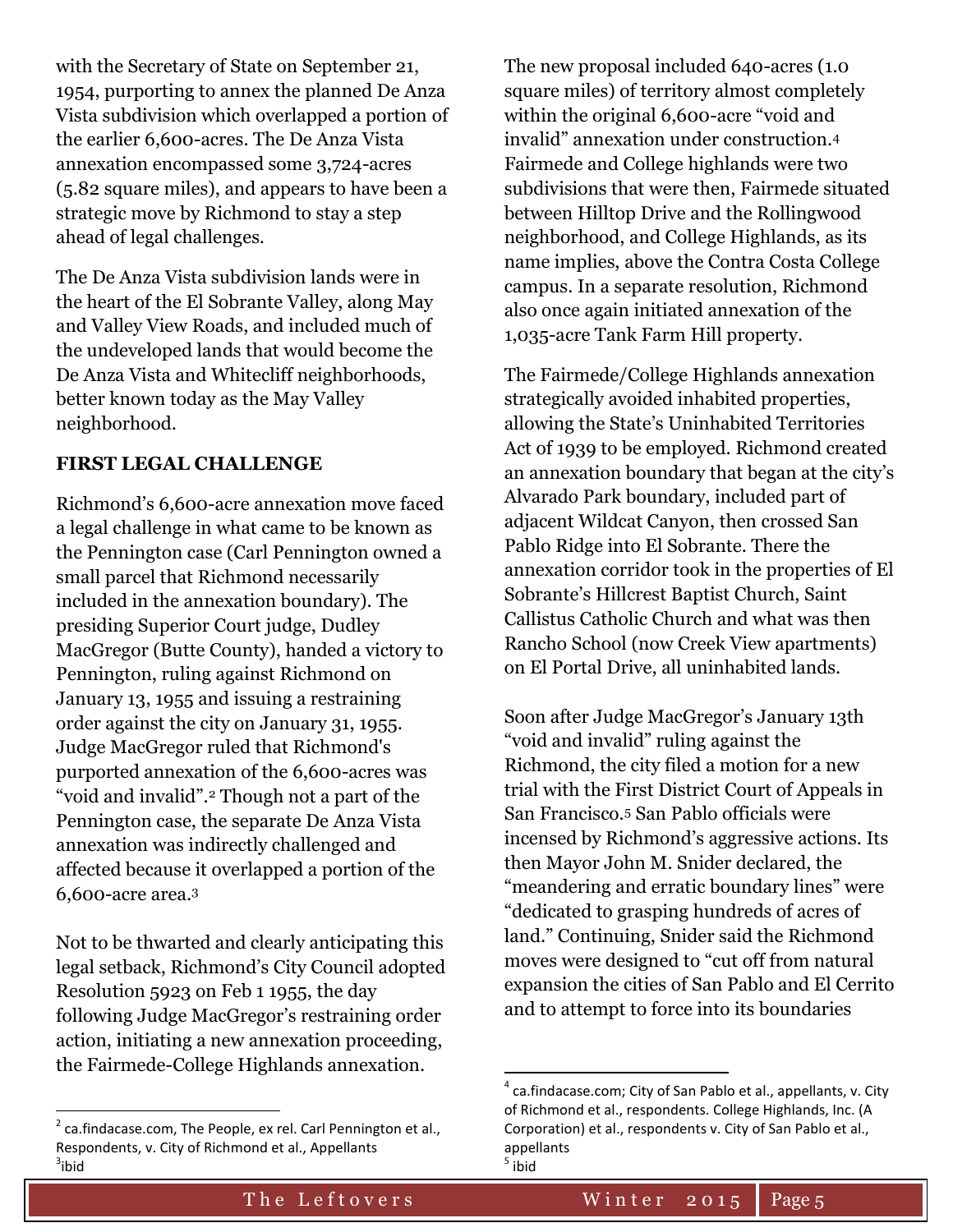with the Secretary of State on September 21, 1954, purporting to annex the planned De Anza Vista subdivision which overlapped a portion of the earlier 6,600-acres. The De Anza Vista annexation encompassed some 3,724-acres (5.82 square miles), and appears to have been a strategic move by Richmond to stay a step ahead of legal challenges.

The De Anza Vista subdivision lands were in the heart of the El Sobrante Valley, along May and Valley View Roads, and included much of the undeveloped lands that would become the De Anza Vista and Whitecliff neighborhoods, better known today as the May Valley neighborhood.

**FIRST LEGAL CHALLENGE**

Richmond's 6,600-acre annexation move faced a legal challenge in what came to be known as the Pennington case (Carl Pennington owned a small parcel that Richmond necessarily included in the annexation boundary). The presiding Superior Court judge, Dudley MacGregor (Butte County), handed a victory to Pennington, ruling against Richmond on January 13, 1955 and issuing a restraining order against the city on January 31, 1955. Judge MacGregor ruled that Richmond's purported annexation of the 6,600-acres was "void and invalid".[2] Though not a part of the Pennington case, the separate De Anza Vista annexation was indirectly challenged and affected because it overlapped a portion of the 6,600-acre area.[3]

Not to be thwarted and clearly anticipating this legal setback, Richmond's City Council adopted Resolution 5923 on Feb 1 1955, the day following Judge MacGregor's restraining order action, initiating a new annexation proceeding, the Fairmede-College Highlands annexation.

The new proposal included 640-acres (1.0 square miles) of territory almost completely within the original 6,600-acre "void and invalid" annexation under construction.[4] Fairmede and College highlands were two subdivisions that were then, Fairmede situated between Hilltop Drive and the Rollingwood neighborhood, and College Highlands, as its name implies, above the Contra Costa College campus. In a separate resolution, Richmond also once again initiated annexation of the 1,035-acre Tank Farm Hill property.

The Fairmede/College Highlands annexation strategically avoided inhabited properties, allowing the State's Uninhabited Territories Act of 1939 to be employed. Richmond created an annexation boundary that began at the city's Alvarado Park boundary, included part of adjacent Wildcat Canyon, then crossed San Pablo Ridge into El Sobrante. There the annexation corridor took in the properties of El Sobrante's Hillcrest Baptist Church, Saint Callistus Catholic Church and what was then Rancho School (now Creek View apartments) on El Portal Drive, all uninhabited lands.

Soon after Judge MacGregor's January 13th "void and invalid" ruling against the Richmond, the city filed a motion for a new trial with the First District Court of Appeals in San Francisco.[5] San Pablo officials were incensed by Richmond's aggressive actions. Its then Mayor John M. Snider declared, the "meandering and erratic boundary lines" were "dedicated to grasping hundreds of acres of land." Continuing, Snider said the Richmond moves were designed to "cut off from natural expansion the cities of San Pablo and El Cerrito and to attempt to force into its boundaries

---

[2] ca.findacase.com, The People, ex rel. Carl Pennington et al., Respondents, v. City of Richmond et al., Appellants

[3] ibid

[4] ca.findacase.com; City of San Pablo et al., appellants, v. City of Richmond et al., respondents. College Highlands, Inc. (A Corporation) et al., respondents v. City of San Pablo et al., appellants

[5] ibid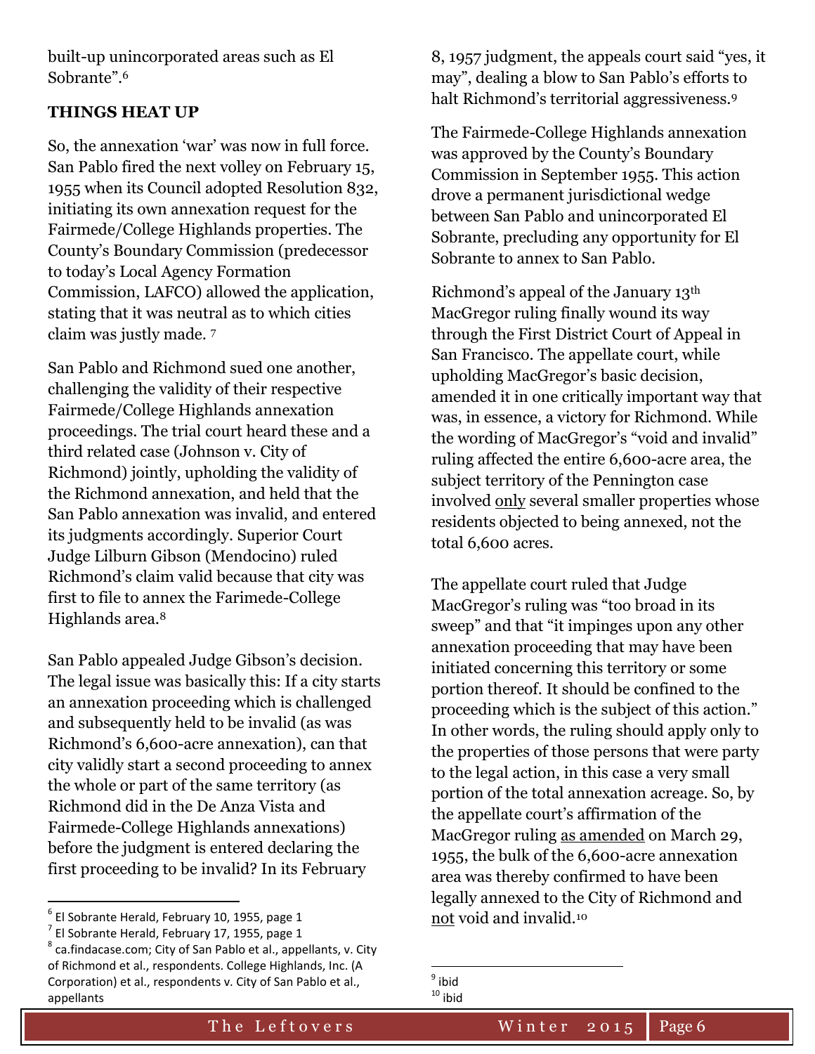built-up unincorporated areas such as El Sobrante".[6]

**THINGS HEAT UP**

So, the annexation 'war' was now in full force. San Pablo fired the next volley on February 15, 1955 when its Council adopted Resolution 832, initiating its own annexation request for the Fairmede/College Highlands properties. The County's Boundary Commission (predecessor to today's Local Agency Formation Commission, LAFCO) allowed the application, stating that it was neutral as to which cities claim was justly made. [7]

San Pablo and Richmond sued one another, challenging the validity of their respective Fairmede/College Highlands annexation proceedings. The trial court heard these and a third related case (Johnson v. City of Richmond) jointly, upholding the validity of the Richmond annexation, and held that the San Pablo annexation was invalid, and entered its judgments accordingly. Superior Court Judge Lilburn Gibson (Mendocino) ruled Richmond's claim valid because that city was first to file to annex the Farimede-College Highlands area.[8]

San Pablo appealed Judge Gibson's decision. The legal issue was basically this: If a city starts an annexation proceeding which is challenged and subsequently held to be invalid (as was Richmond's 6,600-acre annexation), can that city validly start a second proceeding to annex the whole or part of the same territory (as Richmond did in the De Anza Vista and Fairmede-College Highlands annexations) before the judgment is entered declaring the first proceeding to be invalid? In its February 8, 1957 judgment, the appeals court said "yes, it may", dealing a blow to San Pablo's efforts to halt Richmond's territorial aggressiveness.[9]

The Fairmede-College Highlands annexation was approved by the County's Boundary Commission in September 1955. This action drove a permanent jurisdictional wedge between San Pablo and unincorporated El Sobrante, precluding any opportunity for El Sobrante to annex to San Pablo.

Richmond's appeal of the January 13th MacGregor ruling finally wound its way through the First District Court of Appeal in San Francisco. The appellate court, while upholding MacGregor's basic decision, amended it in one critically important way that was, in essence, a victory for Richmond. While the wording of MacGregor's "void and invalid" ruling affected the entire 6,600-acre area, the subject territory of the Pennington case involved <u>only</u> several smaller properties whose residents objected to being annexed, not the total 6,600 acres.

The appellate court ruled that Judge MacGregor's ruling was "too broad in its sweep" and that "it impinges upon any other annexation proceeding that may have been initiated concerning this territory or some portion thereof. It should be confined to the proceeding which is the subject of this action." In other words, the ruling should apply only to the properties of those persons that were party to the legal action, in this case a very small portion of the total annexation acreage. So, by the appellate court's affirmation of the MacGregor ruling <u>as amended</u> on March 29, 1955, the bulk of the 6,600-acre annexation area was thereby confirmed to have been legally annexed to the City of Richmond and <u>not</u> void and invalid.[10]

---

[6] El Sobrante Herald, February 10, 1955, page 1

[7] El Sobrante Herald, February 17, 1955, page 1

[8] ca.findacase.com; City of San Pablo et al., appellants, v. City of Richmond et al., respondents. College Highlands, Inc. (A Corporation) et al., respondents v. City of San Pablo et al., appellants

[9] ibid

[10] ibid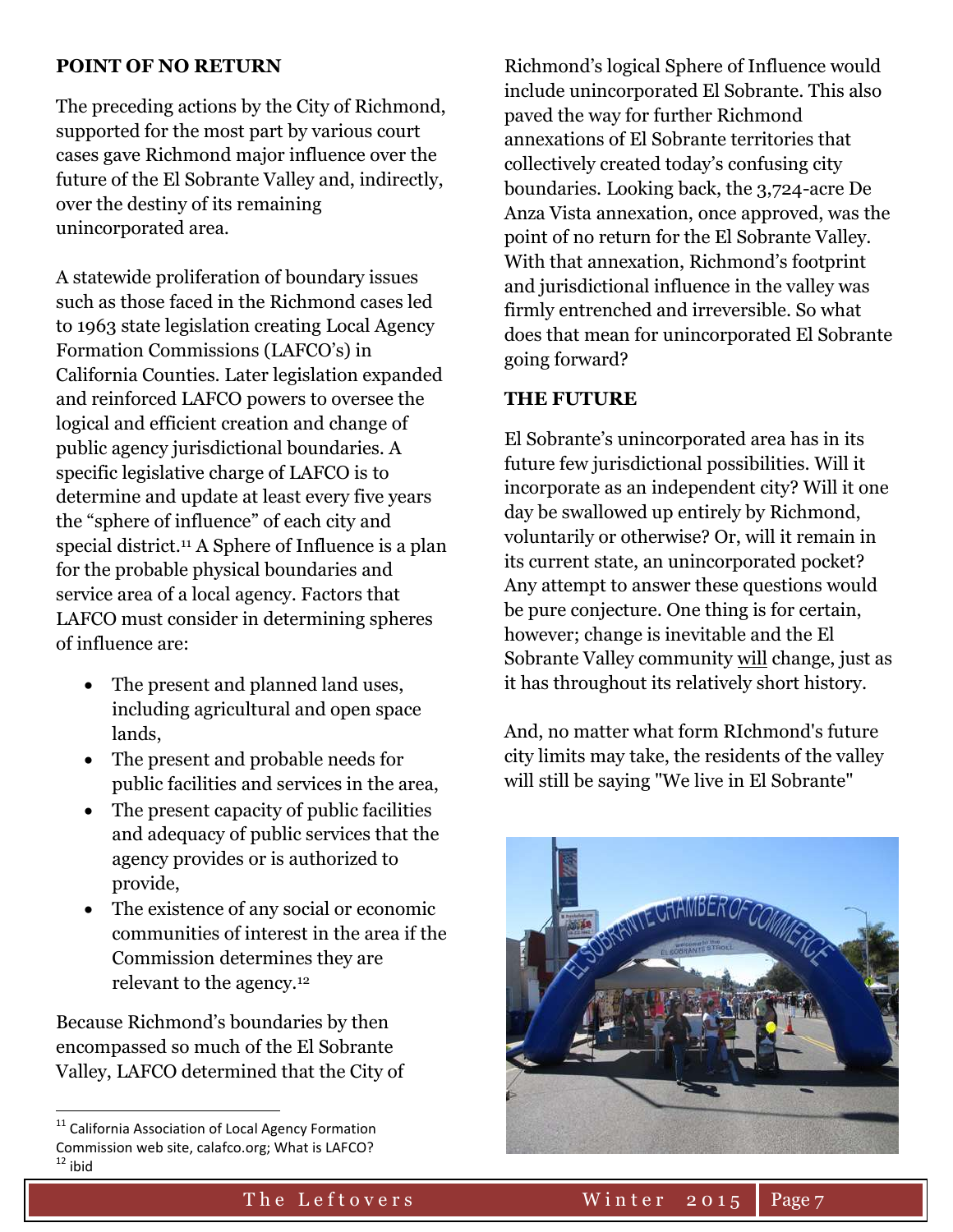## POINT OF NO RETURN

The preceding actions by the City of Richmond, supported for the most part by various court cases gave Richmond major influence over the future of the El Sobrante Valley and, indirectly, over the destiny of its remaining unincorporated area.

A statewide proliferation of boundary issues such as those faced in the Richmond cases led to 1963 state legislation creating Local Agency Formation Commissions (LAFCO's) in California Counties. Later legislation expanded and reinforced LAFCO powers to oversee the logical and efficient creation and change of public agency jurisdictional boundaries. A specific legislative charge of LAFCO is to determine and update at least every five years the "sphere of influence" of each city and special district.[11] A Sphere of Influence is a plan for the probable physical boundaries and service area of a local agency. Factors that LAFCO must consider in determining spheres of influence are:

- The present and planned land uses, including agricultural and open space lands,
- The present and probable needs for public facilities and services in the area,
- The present capacity of public facilities and adequacy of public services that the agency provides or is authorized to provide,
- The existence of any social or economic communities of interest in the area if the Commission determines they are relevant to the agency.[12]

Because Richmond's boundaries by then encompassed so much of the El Sobrante Valley, LAFCO determined that the City of Richmond's logical Sphere of Influence would include unincorporated El Sobrante. This also paved the way for further Richmond annexations of El Sobrante territories that collectively created today's confusing city boundaries. Looking back, the 3,724-acre De Anza Vista annexation, once approved, was the point of no return for the El Sobrante Valley. With that annexation, Richmond's footprint and jurisdictional influence in the valley was firmly entrenched and irreversible. So what does that mean for unincorporated El Sobrante going forward?

## THE FUTURE

El Sobrante's unincorporated area has in its future few jurisdictional possibilities. Will it incorporate as an independent city? Will it one day be swallowed up entirely by Richmond, voluntarily or otherwise? Or, will it remain in its current state, an unincorporated pocket? Any attempt to answer these questions would be pure conjecture. One thing is for certain, however; change is inevitable and the El Sobrante Valley community <u>will</u> change, just as it has throughout its relatively short history.

And, no matter what form RIchmond's future city limits may take, the residents of the valley will still be saying "We live in El Sobrante"

---

[11] California Association of Local Agency Formation Commission web site, calafco.org; What is LAFCO?

[12] ibid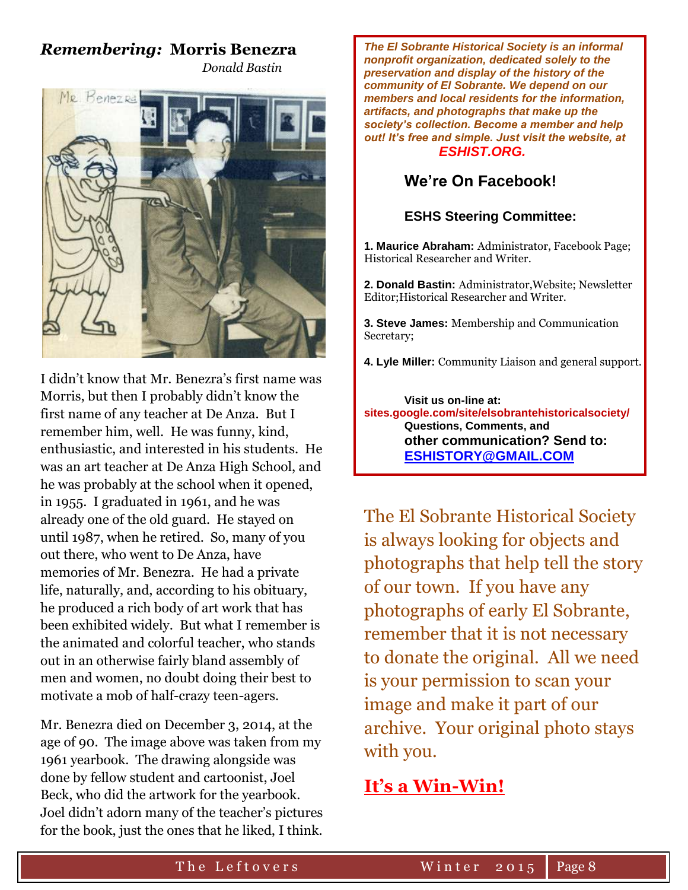## *Remembering:* Morris Benezra

*Donald Bastin*

I didn't know that Mr. Benezra's first name was Morris, but then I probably didn't know the first name of any teacher at De Anza. But I remember him, well. He was funny, kind, enthusiastic, and interested in his students. He was an art teacher at De Anza High School, and he was probably at the school when it opened, in 1955. I graduated in 1961, and he was already one of the old guard. He stayed on until 1987, when he retired. So, many of you out there, who went to De Anza, have memories of Mr. Benezra. He had a private life, naturally, and, according to his obituary, he produced a rich body of art work that has been exhibited widely. But what I remember is the animated and colorful teacher, who stands out in an otherwise fairly bland assembly of men and women, no doubt doing their best to motivate a mob of half-crazy teen-agers.

Mr. Benezra died on December 3, 2014, at the age of 90. The image above was taken from my 1961 yearbook. The drawing alongside was done by fellow student and cartoonist, Joel Beck, who did the artwork for the yearbook. Joel didn't adorn many of the teacher's pictures for the book, just the ones that he liked, I think.

***The El Sobrante Historical Society is an informal nonprofit organization, dedicated solely to the preservation and display of the history of the community of El Sobrante. We depend on our members and local residents for the information, artifacts, and photographs that make up the society's collection. Become a member and help out! It's free and simple. Just visit the website, at ESHIST.ORG.***

### We're On Facebook!

**ESHS Steering Committee:**

**1. Maurice Abraham:** Administrator, Facebook Page; Historical Researcher and Writer.

**2. Donald Bastin:** Administrator,Website; Newsletter Editor;Historical Researcher and Writer.

**3. Steve James:** Membership and Communication Secretary;

**4. Lyle Miller:** Community Liaison and general support.

**Visit us on-line at:**
**sites.google.com/site/elsobrantehistoricalsociety/**
**Questions, Comments, and other communication? Send to: ESHISTORY@GMAIL.COM**

The El Sobrante Historical Society is always looking for objects and photographs that help tell the story of our town. If you have any photographs of early El Sobrante, remember that it is not necessary to donate the original. All we need is your permission to scan your image and make it part of our archive. Your original photo stays with you.

**It's a Win-Win!**